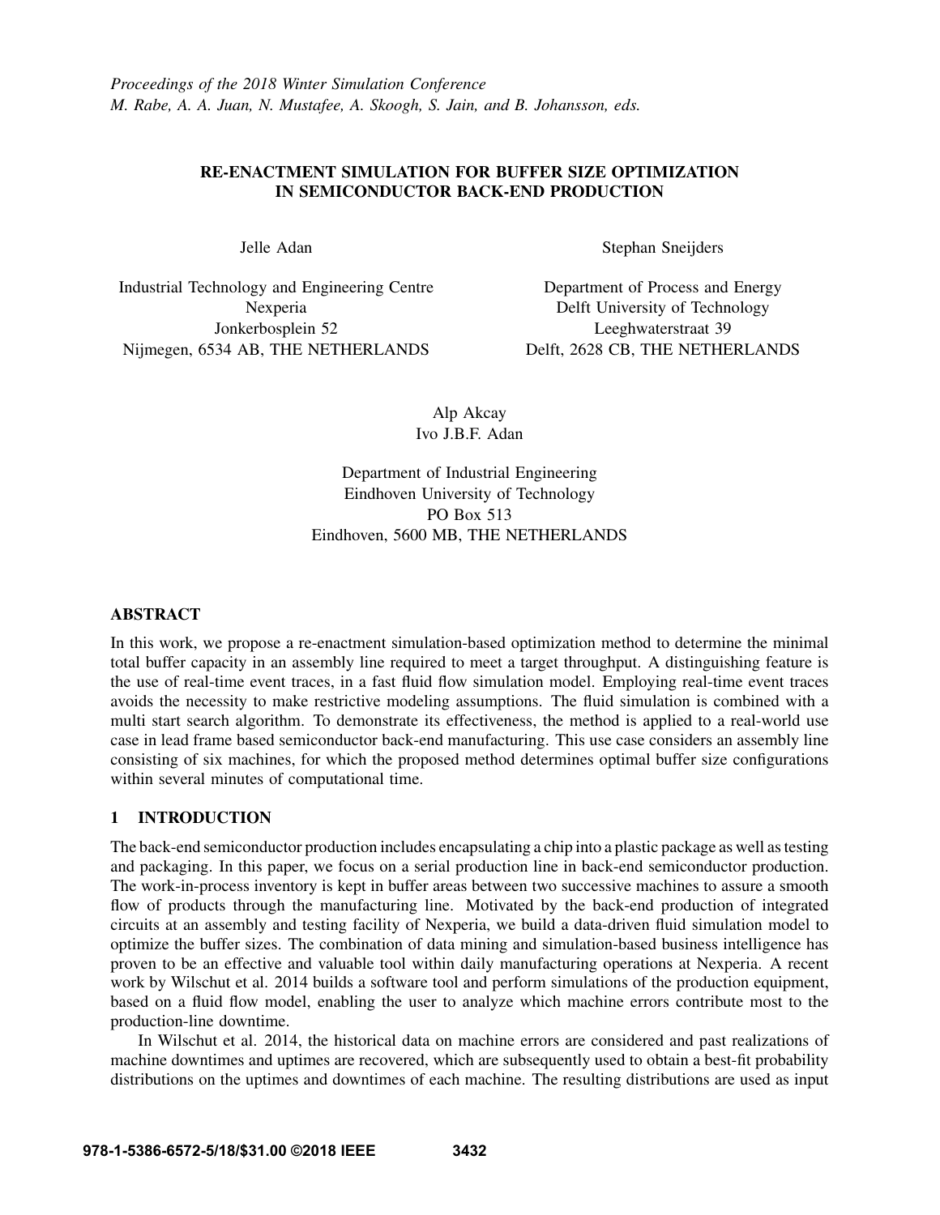*Proceedings of the 2018 Winter Simulation Conference*
*M. Rabe, A. A. Juan, N. Mustafee, A. Skoogh, S. Jain, and B. Johansson, eds.*

# RE-ENACTMENT SIMULATION FOR BUFFER SIZE OPTIMIZATION IN SEMICONDUCTOR BACK-END PRODUCTION

Jelle Adan

Industrial Technology and Engineering Centre
Nexperia
Jonkerbosplein 52
Nijmegen, 6534 AB, THE NETHERLANDS

Stephan Sneijders

Department of Process and Energy
Delft University of Technology
Leeghwaterstraat 39
Delft, 2628 CB, THE NETHERLANDS

Alp Akcay
Ivo J.B.F. Adan

Department of Industrial Engineering
Eindhoven University of Technology
PO Box 513
Eindhoven, 5600 MB, THE NETHERLANDS

## ABSTRACT

In this work, we propose a re-enactment simulation-based optimization method to determine the minimal total buffer capacity in an assembly line required to meet a target throughput. A distinguishing feature is the use of real-time event traces, in a fast fluid flow simulation model. Employing real-time event traces avoids the necessity to make restrictive modeling assumptions. The fluid simulation is combined with a multi start search algorithm. To demonstrate its effectiveness, the method is applied to a real-world use case in lead frame based semiconductor back-end manufacturing. This use case considers an assembly line consisting of six machines, for which the proposed method determines optimal buffer size configurations within several minutes of computational time.

## 1 INTRODUCTION

The back-end semiconductor production includes encapsulating a chip into a plastic package as well as testing and packaging. In this paper, we focus on a serial production line in back-end semiconductor production. The work-in-process inventory is kept in buffer areas between two successive machines to assure a smooth flow of products through the manufacturing line. Motivated by the back-end production of integrated circuits at an assembly and testing facility of Nexperia, we build a data-driven fluid simulation model to optimize the buffer sizes. The combination of data mining and simulation-based business intelligence has proven to be an effective and valuable tool within daily manufacturing operations at Nexperia. A recent work by Wilschut et al. 2014 builds a software tool and perform simulations of the production equipment, based on a fluid flow model, enabling the user to analyze which machine errors contribute most to the production-line downtime.

In Wilschut et al. 2014, the historical data on machine errors are considered and past realizations of machine downtimes and uptimes are recovered, which are subsequently used to obtain a best-fit probability distributions on the uptimes and downtimes of each machine. The resulting distributions are used as input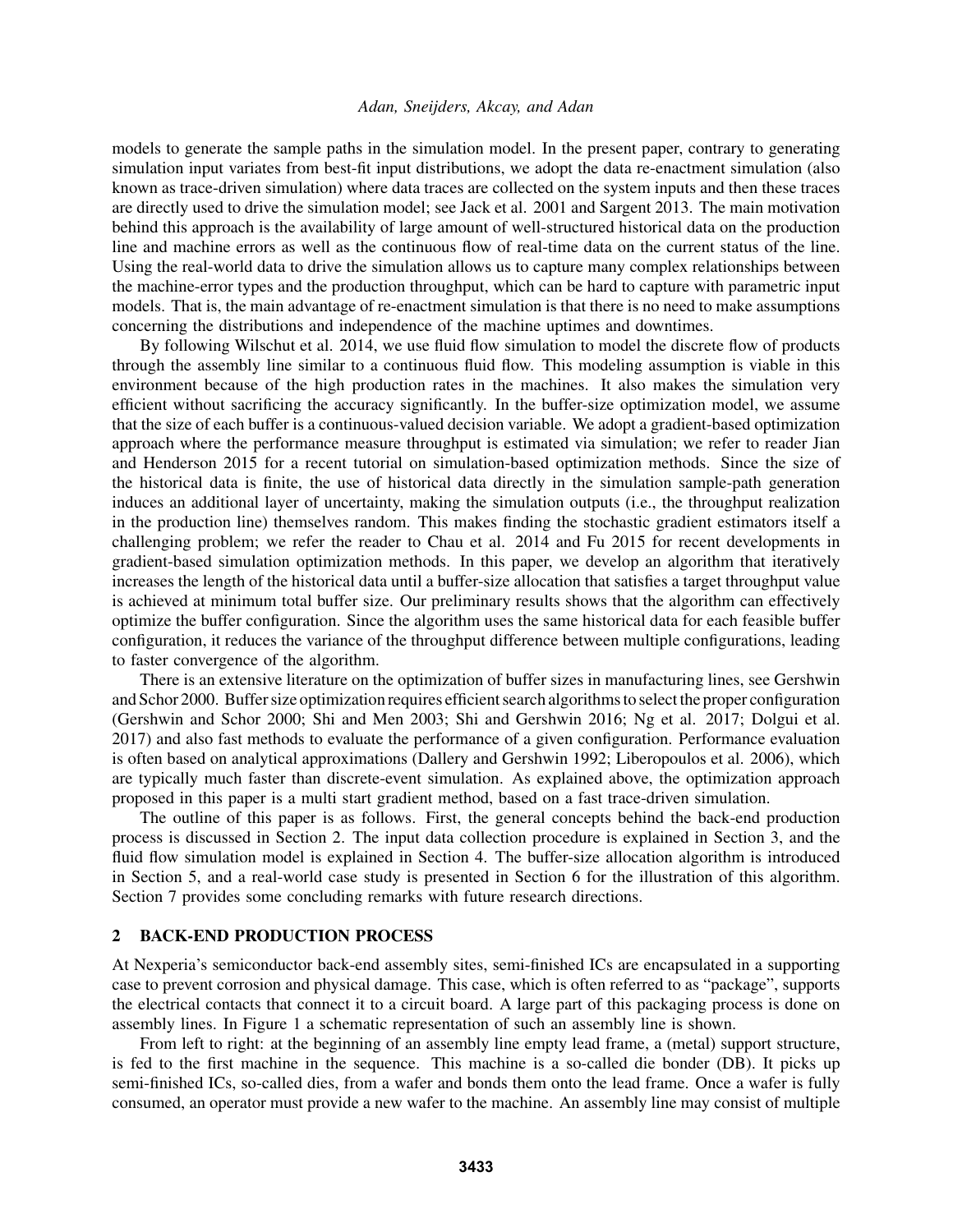models to generate the sample paths in the simulation model. In the present paper, contrary to generating simulation input variates from best-fit input distributions, we adopt the data re-enactment simulation (also known as trace-driven simulation) where data traces are collected on the system inputs and then these traces are directly used to drive the simulation model; see Jack et al. 2001 and Sargent 2013. The main motivation behind this approach is the availability of large amount of well-structured historical data on the production line and machine errors as well as the continuous flow of real-time data on the current status of the line. Using the real-world data to drive the simulation allows us to capture many complex relationships between the machine-error types and the production throughput, which can be hard to capture with parametric input models. That is, the main advantage of re-enactment simulation is that there is no need to make assumptions concerning the distributions and independence of the machine uptimes and downtimes.

By following Wilschut et al. 2014, we use fluid flow simulation to model the discrete flow of products through the assembly line similar to a continuous fluid flow. This modeling assumption is viable in this environment because of the high production rates in the machines. It also makes the simulation very efficient without sacrificing the accuracy significantly. In the buffer-size optimization model, we assume that the size of each buffer is a continuous-valued decision variable. We adopt a gradient-based optimization approach where the performance measure throughput is estimated via simulation; we refer to reader Jian and Henderson 2015 for a recent tutorial on simulation-based optimization methods. Since the size of the historical data is finite, the use of historical data directly in the simulation sample-path generation induces an additional layer of uncertainty, making the simulation outputs (i.e., the throughput realization in the production line) themselves random. This makes finding the stochastic gradient estimators itself a challenging problem; we refer the reader to Chau et al. 2014 and Fu 2015 for recent developments in gradient-based simulation optimization methods. In this paper, we develop an algorithm that iteratively increases the length of the historical data until a buffer-size allocation that satisfies a target throughput value is achieved at minimum total buffer size. Our preliminary results shows that the algorithm can effectively optimize the buffer configuration. Since the algorithm uses the same historical data for each feasible buffer configuration, it reduces the variance of the throughput difference between multiple configurations, leading to faster convergence of the algorithm.

There is an extensive literature on the optimization of buffer sizes in manufacturing lines, see Gershwin and Schor 2000. Buffer size optimization requires efficient search algorithms to select the proper configuration (Gershwin and Schor 2000; Shi and Men 2003; Shi and Gershwin 2016; Ng et al. 2017; Dolgui et al. 2017) and also fast methods to evaluate the performance of a given configuration. Performance evaluation is often based on analytical approximations (Dallery and Gershwin 1992; Liberopoulos et al. 2006), which are typically much faster than discrete-event simulation. As explained above, the optimization approach proposed in this paper is a multi start gradient method, based on a fast trace-driven simulation.

The outline of this paper is as follows. First, the general concepts behind the back-end production process is discussed in Section 2. The input data collection procedure is explained in Section 3, and the fluid flow simulation model is explained in Section 4. The buffer-size allocation algorithm is introduced in Section 5, and a real-world case study is presented in Section 6 for the illustration of this algorithm. Section 7 provides some concluding remarks with future research directions.

## 2 BACK-END PRODUCTION PROCESS

At Nexperia's semiconductor back-end assembly sites, semi-finished ICs are encapsulated in a supporting case to prevent corrosion and physical damage. This case, which is often referred to as "package", supports the electrical contacts that connect it to a circuit board. A large part of this packaging process is done on assembly lines. In Figure 1 a schematic representation of such an assembly line is shown.

From left to right: at the beginning of an assembly line empty lead frame, a (metal) support structure, is fed to the first machine in the sequence. This machine is a so-called die bonder (DB). It picks up semi-finished ICs, so-called dies, from a wafer and bonds them onto the lead frame. Once a wafer is fully consumed, an operator must provide a new wafer to the machine. An assembly line may consist of multiple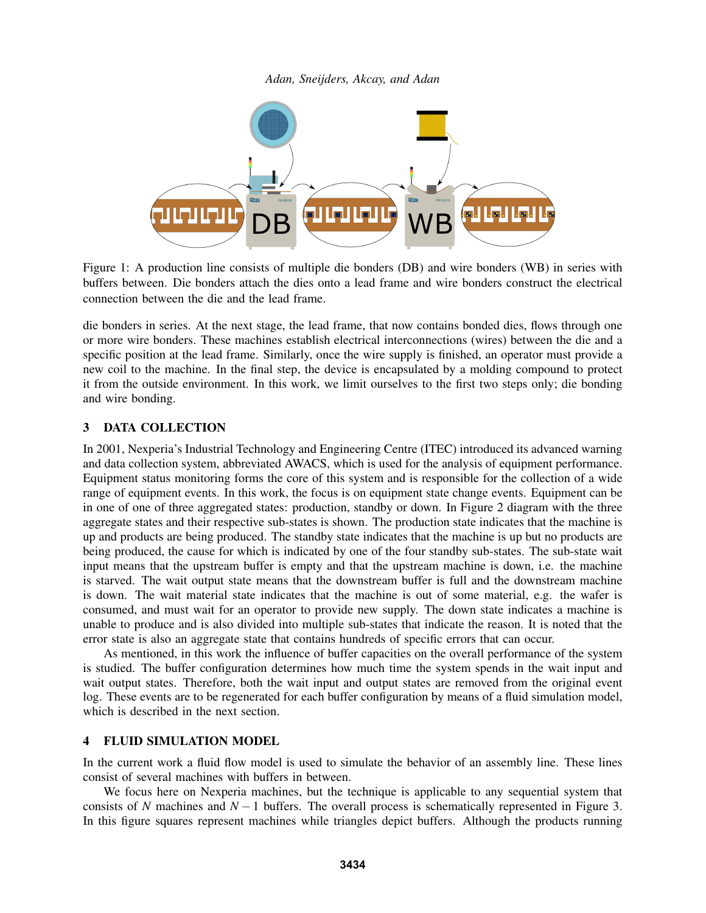Figure 1: A production line consists of multiple die bonders (DB) and wire bonders (WB) in series with buffers between. Die bonders attach the dies onto a lead frame and wire bonders construct the electrical connection between the die and the lead frame.

die bonders in series. At the next stage, the lead frame, that now contains bonded dies, flows through one or more wire bonders. These machines establish electrical interconnections (wires) between the die and a specific position at the lead frame. Similarly, once the wire supply is finished, an operator must provide a new coil to the machine. In the final step, the device is encapsulated by a molding compound to protect it from the outside environment. In this work, we limit ourselves to the first two steps only; die bonding and wire bonding.

## 3 DATA COLLECTION

In 2001, Nexperia's Industrial Technology and Engineering Centre (ITEC) introduced its advanced warning and data collection system, abbreviated AWACS, which is used for the analysis of equipment performance. Equipment status monitoring forms the core of this system and is responsible for the collection of a wide range of equipment events. In this work, the focus is on equipment state change events. Equipment can be in one of one of three aggregated states: production, standby or down. In Figure 2 diagram with the three aggregate states and their respective sub-states is shown. The production state indicates that the machine is up and products are being produced. The standby state indicates that the machine is up but no products are being produced, the cause for which is indicated by one of the four standby sub-states. The sub-state wait input means that the upstream buffer is empty and that the upstream machine is down, i.e. the machine is starved. The wait output state means that the downstream buffer is full and the downstream machine is down. The wait material state indicates that the machine is out of some material, e.g. the wafer is consumed, and must wait for an operator to provide new supply. The down state indicates a machine is unable to produce and is also divided into multiple sub-states that indicate the reason. It is noted that the error state is also an aggregate state that contains hundreds of specific errors that can occur.

As mentioned, in this work the influence of buffer capacities on the overall performance of the system is studied. The buffer configuration determines how much time the system spends in the wait input and wait output states. Therefore, both the wait input and output states are removed from the original event log. These events are to be regenerated for each buffer configuration by means of a fluid simulation model, which is described in the next section.

## 4 FLUID SIMULATION MODEL

In the current work a fluid flow model is used to simulate the behavior of an assembly line. These lines consist of several machines with buffers in between.

We focus here on Nexperia machines, but the technique is applicable to any sequential system that consists of $N$ machines and $N-1$ buffers. The overall process is schematically represented in Figure 3. In this figure squares represent machines while triangles depict buffers. Although the products running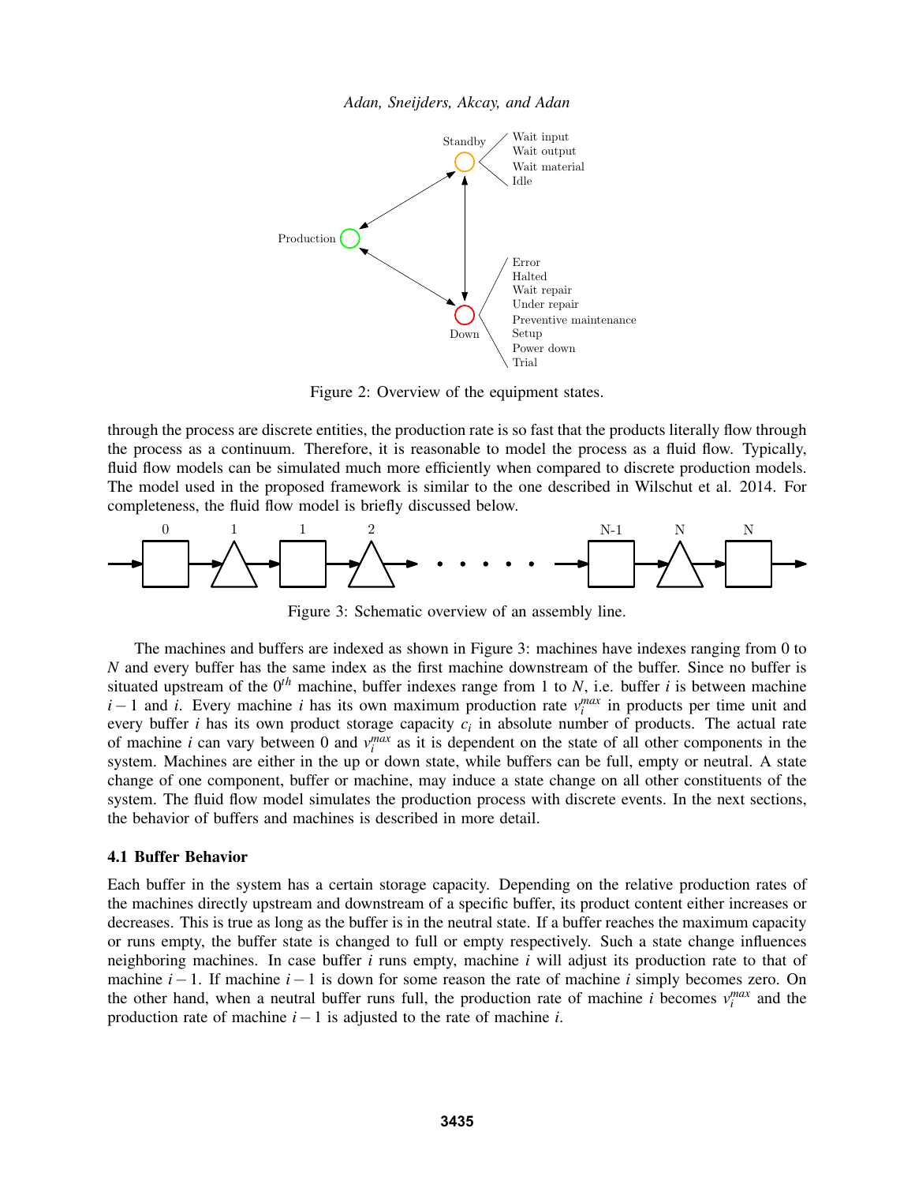Figure 2: Overview of the equipment states.

through the process are discrete entities, the production rate is so fast that the products literally flow through the process as a continuum. Therefore, it is reasonable to model the process as a fluid flow. Typically, fluid flow models can be simulated much more efficiently when compared to discrete production models. The model used in the proposed framework is similar to the one described in Wilschut et al. 2014. For completeness, the fluid flow model is briefly discussed below.

Figure 3: Schematic overview of an assembly line.

The machines and buffers are indexed as shown in Figure 3: machines have indexes ranging from 0 to $N$ and every buffer has the same index as the first machine downstream of the buffer. Since no buffer is situated upstream of the $0^{th}$ machine, buffer indexes range from 1 to $N$, i.e. buffer $i$ is between machine $i-1$ and $i$. Every machine $i$ has its own maximum production rate $v_i^{max}$ in products per time unit and every buffer $i$ has its own product storage capacity $c_i$ in absolute number of products. The actual rate of machine $i$ can vary between 0 and $v_i^{max}$ as it is dependent on the state of all other components in the system. Machines are either in the up or down state, while buffers can be full, empty or neutral. A state change of one component, buffer or machine, may induce a state change on all other constituents of the system. The fluid flow model simulates the production process with discrete events. In the next sections, the behavior of buffers and machines is described in more detail.

### 4.1 Buffer Behavior

Each buffer in the system has a certain storage capacity. Depending on the relative production rates of the machines directly upstream and downstream of a specific buffer, its product content either increases or decreases. This is true as long as the buffer is in the neutral state. If a buffer reaches the maximum capacity or runs empty, the buffer state is changed to full or empty respectively. Such a state change influences neighboring machines. In case buffer $i$ runs empty, machine $i$ will adjust its production rate to that of machine $i-1$. If machine $i-1$ is down for some reason the rate of machine $i$ simply becomes zero. On the other hand, when a neutral buffer runs full, the production rate of machine $i$ becomes $v_i^{max}$ and the production rate of machine $i-1$ is adjusted to the rate of machine $i$.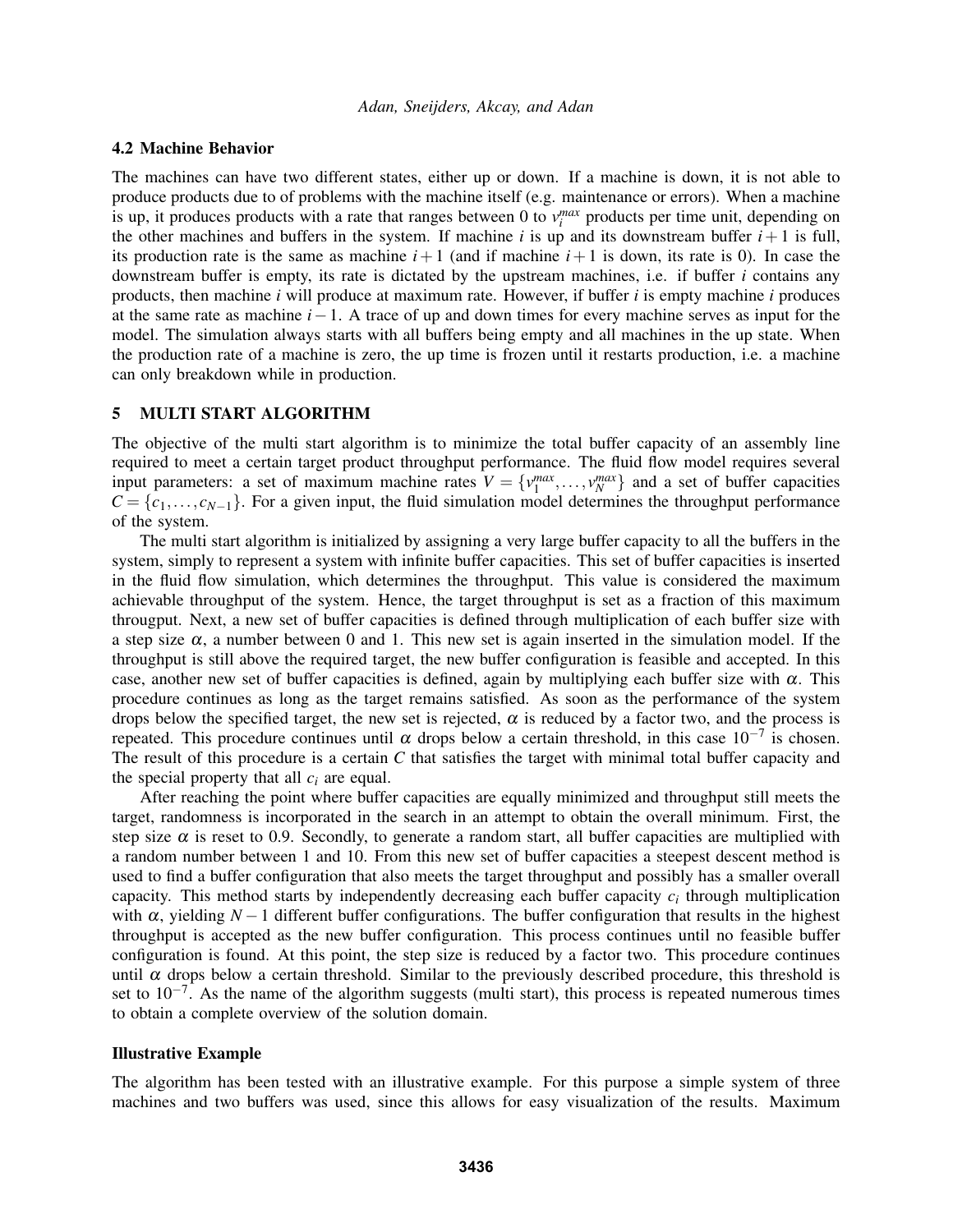### 4.2 Machine Behavior

The machines can have two different states, either up or down. If a machine is down, it is not able to produce products due to of problems with the machine itself (e.g. maintenance or errors). When a machine is up, it produces products with a rate that ranges between 0 to $v_i^{max}$ products per time unit, depending on the other machines and buffers in the system. If machine $i$ is up and its downstream buffer $i+1$ is full, its production rate is the same as machine $i+1$ (and if machine $i+1$ is down, its rate is 0). In case the downstream buffer is empty, its rate is dictated by the upstream machines, i.e. if buffer $i$ contains any products, then machine $i$ will produce at maximum rate. However, if buffer $i$ is empty machine $i$ produces at the same rate as machine $i-1$. A trace of up and down times for every machine serves as input for the model. The simulation always starts with all buffers being empty and all machines in the up state. When the production rate of a machine is zero, the up time is frozen until it restarts production, i.e. a machine can only breakdown while in production.

## 5 MULTI START ALGORITHM

The objective of the multi start algorithm is to minimize the total buffer capacity of an assembly line required to meet a certain target product throughput performance. The fluid flow model requires several input parameters: a set of maximum machine rates $V = \{v_1^{max}, \ldots, v_N^{max}\}$ and a set of buffer capacities $C = \{c_1, \ldots, c_{N-1}\}$. For a given input, the fluid simulation model determines the throughput performance of the system.

The multi start algorithm is initialized by assigning a very large buffer capacity to all the buffers in the system, simply to represent a system with infinite buffer capacities. This set of buffer capacities is inserted in the fluid flow simulation, which determines the throughput. This value is considered the maximum achievable throughput of the system. Hence, the target throughput is set as a fraction of this maximum througput. Next, a new set of buffer capacities is defined through multiplication of each buffer size with a step size $\alpha$, a number between 0 and 1. This new set is again inserted in the simulation model. If the throughput is still above the required target, the new buffer configuration is feasible and accepted. In this case, another new set of buffer capacities is defined, again by multiplying each buffer size with $\alpha$. This procedure continues as long as the target remains satisfied. As soon as the performance of the system drops below the specified target, the new set is rejected, $\alpha$ is reduced by a factor two, and the process is repeated. This procedure continues until $\alpha$ drops below a certain threshold, in this case $10^{-7}$ is chosen. The result of this procedure is a certain $C$ that satisfies the target with minimal total buffer capacity and the special property that all $c_i$ are equal.

After reaching the point where buffer capacities are equally minimized and throughput still meets the target, randomness is incorporated in the search in an attempt to obtain the overall minimum. First, the step size $\alpha$ is reset to 0.9. Secondly, to generate a random start, all buffer capacities are multiplied with a random number between 1 and 10. From this new set of buffer capacities a steepest descent method is used to find a buffer configuration that also meets the target throughput and possibly has a smaller overall capacity. This method starts by independently decreasing each buffer capacity $c_i$ through multiplication with $\alpha$, yielding $N-1$ different buffer configurations. The buffer configuration that results in the highest throughput is accepted as the new buffer configuration. This process continues until no feasible buffer configuration is found. At this point, the step size is reduced by a factor two. This procedure continues until $\alpha$ drops below a certain threshold. Similar to the previously described procedure, this threshold is set to $10^{-7}$. As the name of the algorithm suggests (multi start), this process is repeated numerous times to obtain a complete overview of the solution domain.

### Illustrative Example

The algorithm has been tested with an illustrative example. For this purpose a simple system of three machines and two buffers was used, since this allows for easy visualization of the results. Maximum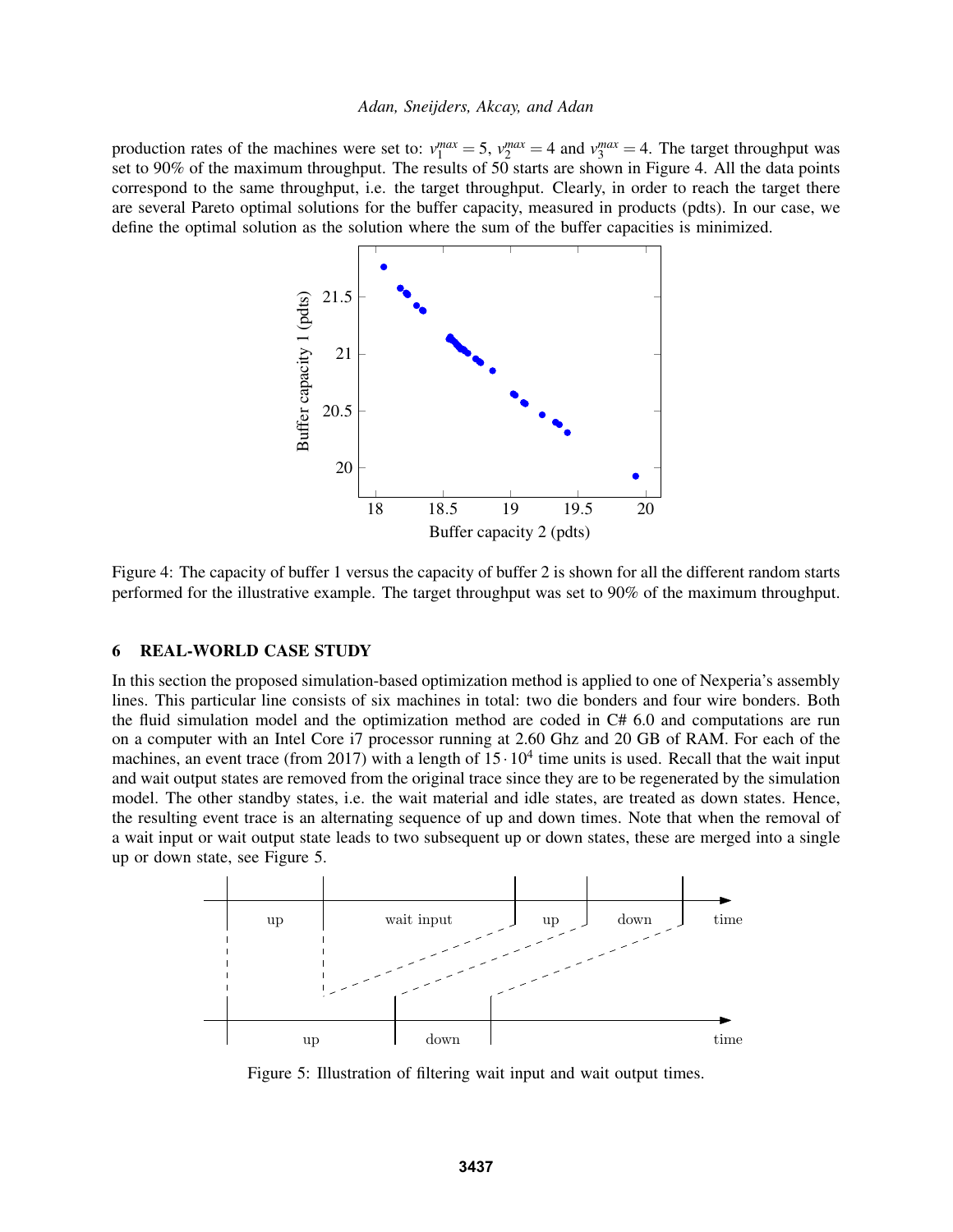production rates of the machines were set to: $v_1^{max} = 5$, $v_2^{max} = 4$ and $v_3^{max} = 4$. The target throughput was set to 90% of the maximum throughput. The results of 50 starts are shown in Figure 4. All the data points correspond to the same throughput, i.e. the target throughput. Clearly, in order to reach the target there are several Pareto optimal solutions for the buffer capacity, measured in products (pdts). In our case, we define the optimal solution as the solution where the sum of the buffer capacities is minimized.

Figure 4: The capacity of buffer 1 versus the capacity of buffer 2 is shown for all the different random starts performed for the illustrative example. The target throughput was set to 90% of the maximum throughput.

## 6 REAL-WORLD CASE STUDY

In this section the proposed simulation-based optimization method is applied to one of Nexperia's assembly lines. This particular line consists of six machines in total: two die bonders and four wire bonders. Both the fluid simulation model and the optimization method are coded in C# 6.0 and computations are run on a computer with an Intel Core i7 processor running at 2.60 Ghz and 20 GB of RAM. For each of the machines, an event trace (from 2017) with a length of $15 \cdot 10^4$ time units is used. Recall that the wait input and wait output states are removed from the original trace since they are to be regenerated by the simulation model. The other standby states, i.e. the wait material and idle states, are treated as down states. Hence, the resulting event trace is an alternating sequence of up and down times. Note that when the removal of a wait input or wait output state leads to two subsequent up or down states, these are merged into a single up or down state, see Figure 5.

Figure 5: Illustration of filtering wait input and wait output times.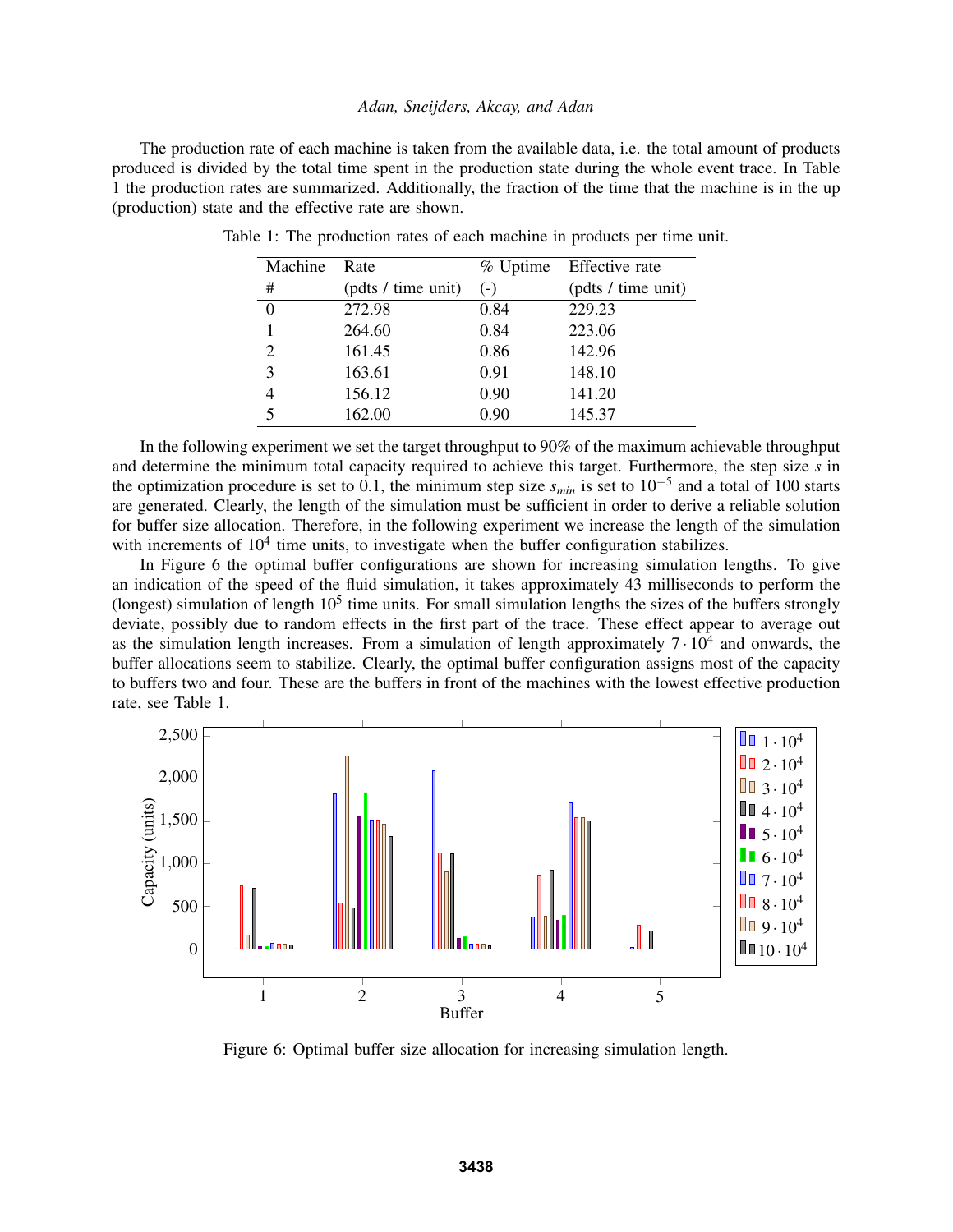The production rate of each machine is taken from the available data, i.e. the total amount of products produced is divided by the total time spent in the production state during the whole event trace. In Table 1 the production rates are summarized. Additionally, the fraction of the time that the machine is in the up (production) state and the effective rate are shown.

Table 1: The production rates of each machine in products per time unit.

| Machine # | Rate (pdts / time unit) | % Uptime (-) | Effective rate (pdts / time unit) |
|---|---|---|---|
| 0 | 272.98 | 0.84 | 229.23 |
| 1 | 264.60 | 0.84 | 223.06 |
| 2 | 161.45 | 0.86 | 142.96 |
| 3 | 163.61 | 0.91 | 148.10 |
| 4 | 156.12 | 0.90 | 141.20 |
| 5 | 162.00 | 0.90 | 145.37 |

In the following experiment we set the target throughput to 90% of the maximum achievable throughput and determine the minimum total capacity required to achieve this target. Furthermore, the step size $s$ in the optimization procedure is set to 0.1, the minimum step size $s_{min}$ is set to $10^{-5}$ and a total of 100 starts are generated. Clearly, the length of the simulation must be sufficient in order to derive a reliable solution for buffer size allocation. Therefore, in the following experiment we increase the length of the simulation with increments of $10^4$ time units, to investigate when the buffer configuration stabilizes.

In Figure 6 the optimal buffer configurations are shown for increasing simulation lengths. To give an indication of the speed of the fluid simulation, it takes approximately 43 milliseconds to perform the (longest) simulation of length $10^5$ time units. For small simulation lengths the sizes of the buffers strongly deviate, possibly due to random effects in the first part of the trace. These effect appear to average out as the simulation length increases. From a simulation of length approximately $7 \cdot 10^4$ and onwards, the buffer allocations seem to stabilize. Clearly, the optimal buffer configuration assigns most of the capacity to buffers two and four. These are the buffers in front of the machines with the lowest effective production rate, see Table 1.

Figure 6: Optimal buffer size allocation for increasing simulation length.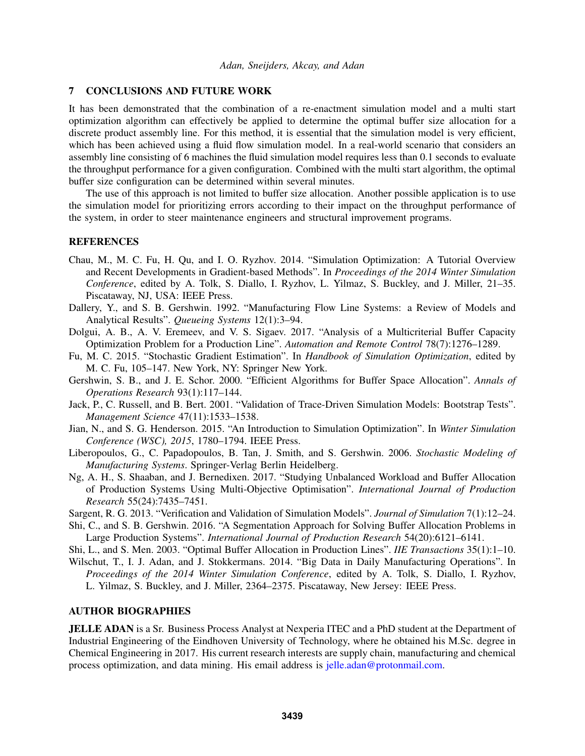## 7 CONCLUSIONS AND FUTURE WORK

It has been demonstrated that the combination of a re-enactment simulation model and a multi start optimization algorithm can effectively be applied to determine the optimal buffer size allocation for a discrete product assembly line. For this method, it is essential that the simulation model is very efficient, which has been achieved using a fluid flow simulation model. In a real-world scenario that considers an assembly line consisting of 6 machines the fluid simulation model requires less than 0.1 seconds to evaluate the throughput performance for a given configuration. Combined with the multi start algorithm, the optimal buffer size configuration can be determined within several minutes.

The use of this approach is not limited to buffer size allocation. Another possible application is to use the simulation model for prioritizing errors according to their impact on the throughput performance of the system, in order to steer maintenance engineers and structural improvement programs.

## REFERENCES

Chau, M., M. C. Fu, H. Qu, and I. O. Ryzhov. 2014. "Simulation Optimization: A Tutorial Overview and Recent Developments in Gradient-based Methods". In *Proceedings of the 2014 Winter Simulation Conference*, edited by A. Tolk, S. Diallo, I. Ryzhov, L. Yilmaz, S. Buckley, and J. Miller, 21–35. Piscataway, NJ, USA: IEEE Press.

Dallery, Y., and S. B. Gershwin. 1992. "Manufacturing Flow Line Systems: a Review of Models and Analytical Results". *Queueing Systems* 12(1):3–94.

Dolgui, A. B., A. V. Eremeev, and V. S. Sigaev. 2017. "Analysis of a Multicriterial Buffer Capacity Optimization Problem for a Production Line". *Automation and Remote Control* 78(7):1276–1289.

Fu, M. C. 2015. "Stochastic Gradient Estimation". In *Handbook of Simulation Optimization*, edited by M. C. Fu, 105–147. New York, NY: Springer New York.

Gershwin, S. B., and J. E. Schor. 2000. "Efficient Algorithms for Buffer Space Allocation". *Annals of Operations Research* 93(1):117–144.

Jack, P., C. Russell, and B. Bert. 2001. "Validation of Trace-Driven Simulation Models: Bootstrap Tests". *Management Science* 47(11):1533–1538.

Jian, N., and S. G. Henderson. 2015. "An Introduction to Simulation Optimization". In *Winter Simulation Conference (WSC), 2015*, 1780–1794. IEEE Press.

Liberopoulos, G., C. Papadopoulos, B. Tan, J. Smith, and S. Gershwin. 2006. *Stochastic Modeling of Manufacturing Systems*. Springer-Verlag Berlin Heidelberg.

Ng, A. H., S. Shaaban, and J. Bernedixen. 2017. "Studying Unbalanced Workload and Buffer Allocation of Production Systems Using Multi-Objective Optimisation". *International Journal of Production Research* 55(24):7435–7451.

Sargent, R. G. 2013. "Verification and Validation of Simulation Models". *Journal of Simulation* 7(1):12–24.

Shi, C., and S. B. Gershwin. 2016. "A Segmentation Approach for Solving Buffer Allocation Problems in Large Production Systems". *International Journal of Production Research* 54(20):6121–6141.

Shi, L., and S. Men. 2003. "Optimal Buffer Allocation in Production Lines". *IIE Transactions* 35(1):1–10.

Wilschut, T., I. J. Adan, and J. Stokkermans. 2014. "Big Data in Daily Manufacturing Operations". In *Proceedings of the 2014 Winter Simulation Conference*, edited by A. Tolk, S. Diallo, I. Ryzhov, L. Yilmaz, S. Buckley, and J. Miller, 2364–2375. Piscataway, New Jersey: IEEE Press.

## AUTHOR BIOGRAPHIES

**JELLE ADAN** is a Sr. Business Process Analyst at Nexperia ITEC and a PhD student at the Department of Industrial Engineering of the Eindhoven University of Technology, where he obtained his M.Sc. degree in Chemical Engineering in 2017. His current research interests are supply chain, manufacturing and chemical process optimization, and data mining. His email address is jelle.adan@protonmail.com.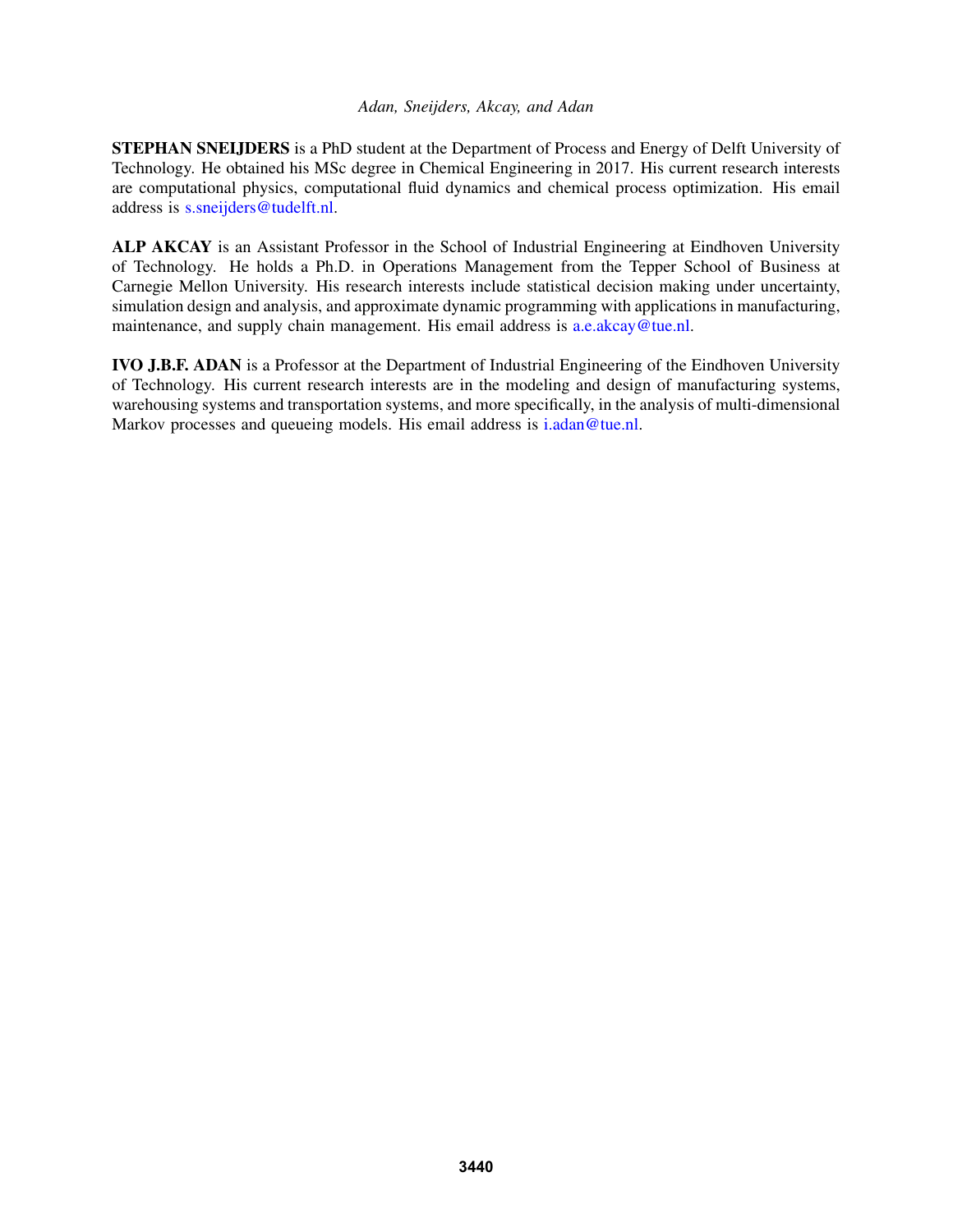**STEPHAN SNEIJDERS** is a PhD student at the Department of Process and Energy of Delft University of Technology. He obtained his MSc degree in Chemical Engineering in 2017. His current research interests are computational physics, computational fluid dynamics and chemical process optimization. His email address is s.sneijders@tudelft.nl.

**ALP AKCAY** is an Assistant Professor in the School of Industrial Engineering at Eindhoven University of Technology. He holds a Ph.D. in Operations Management from the Tepper School of Business at Carnegie Mellon University. His research interests include statistical decision making under uncertainty, simulation design and analysis, and approximate dynamic programming with applications in manufacturing, maintenance, and supply chain management. His email address is a.e.akcay@tue.nl.

**IVO J.B.F. ADAN** is a Professor at the Department of Industrial Engineering of the Eindhoven University of Technology. His current research interests are in the modeling and design of manufacturing systems, warehousing systems and transportation systems, and more specifically, in the analysis of multi-dimensional Markov processes and queueing models. His email address is i.adan@tue.nl.